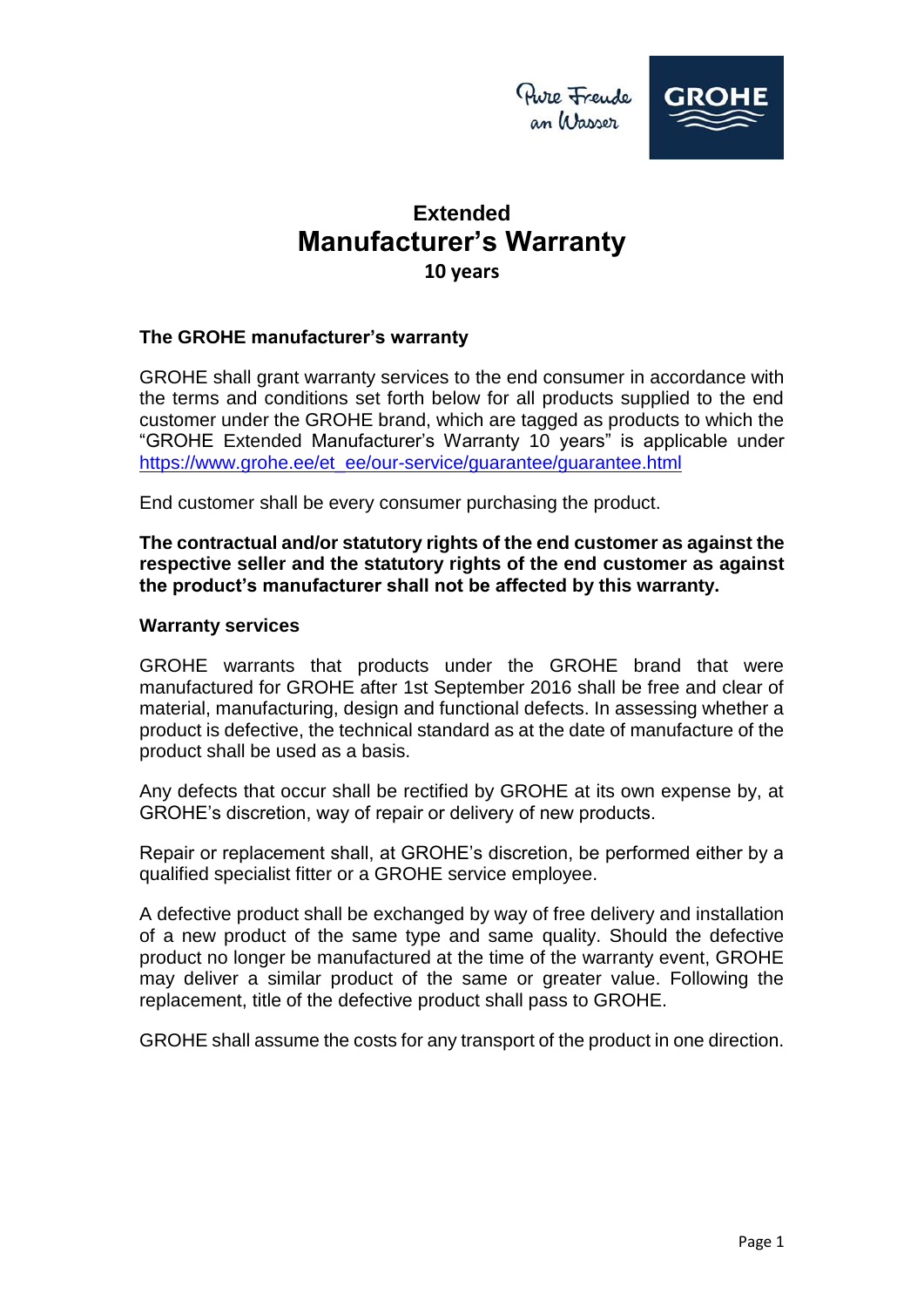Pure Freude an Wasser

GROHE

# Extended
# Manufacturer's Warranty
## 10 years

### The GROHE manufacturer's warranty

GROHE shall grant warranty services to the end consumer in accordance with the terms and conditions set forth below for all products supplied to the end customer under the GROHE brand, which are tagged as products to which the "GROHE Extended Manufacturer's Warranty 10 years" is applicable under https://www.grohe.ee/et_ee/our-service/guarantee/guarantee.html

End customer shall be every consumer purchasing the product.

**The contractual and/or statutory rights of the end customer as against the respective seller and the statutory rights of the end customer as against the product's manufacturer shall not be affected by this warranty.**

### Warranty services

GROHE warrants that products under the GROHE brand that were manufactured for GROHE after 1st September 2016 shall be free and clear of material, manufacturing, design and functional defects. In assessing whether a product is defective, the technical standard as at the date of manufacture of the product shall be used as a basis.

Any defects that occur shall be rectified by GROHE at its own expense by, at GROHE's discretion, way of repair or delivery of new products.

Repair or replacement shall, at GROHE's discretion, be performed either by a qualified specialist fitter or a GROHE service employee.

A defective product shall be exchanged by way of free delivery and installation of a new product of the same type and same quality. Should the defective product no longer be manufactured at the time of the warranty event, GROHE may deliver a similar product of the same or greater value. Following the replacement, title of the defective product shall pass to GROHE.

GROHE shall assume the costs for any transport of the product in one direction.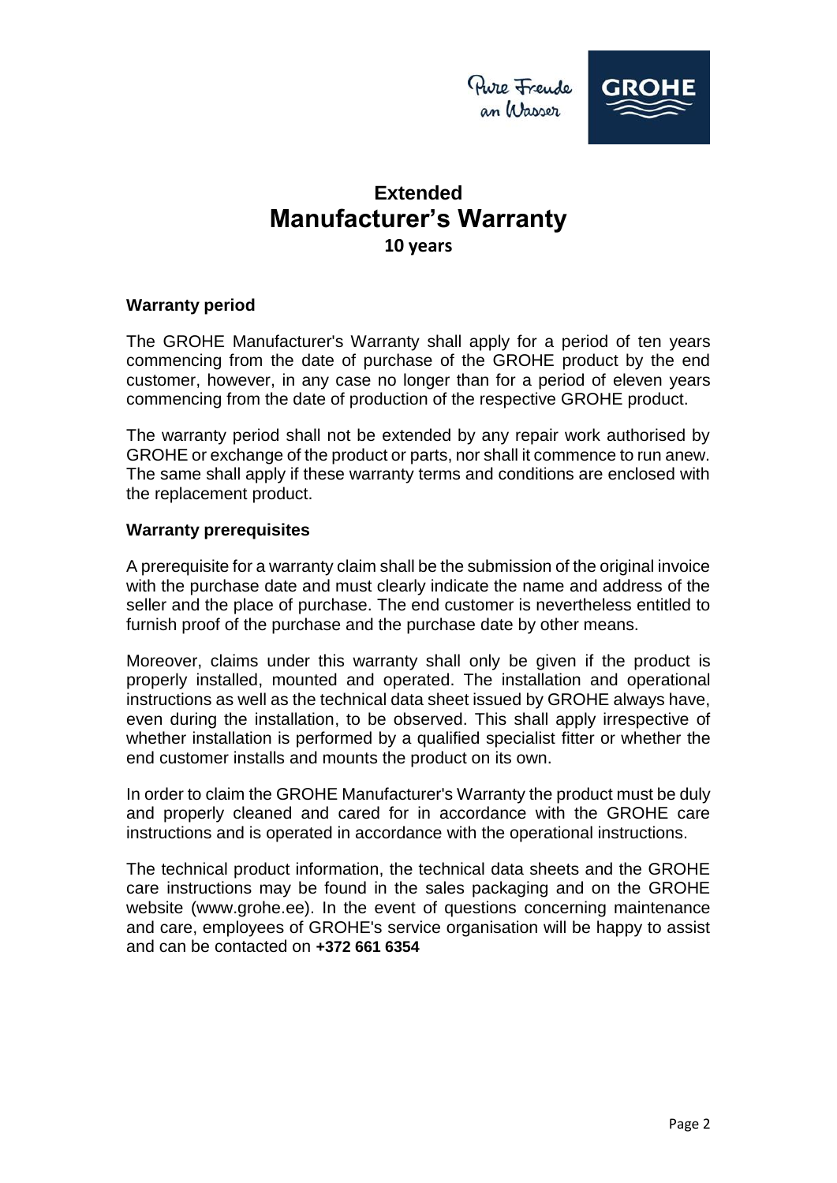# Extended
# Manufacturer's Warranty
### 10 years

**Warranty period**

The GROHE Manufacturer's Warranty shall apply for a period of ten years commencing from the date of purchase of the GROHE product by the end customer, however, in any case no longer than for a period of eleven years commencing from the date of production of the respective GROHE product.

The warranty period shall not be extended by any repair work authorised by GROHE or exchange of the product or parts, nor shall it commence to run anew. The same shall apply if these warranty terms and conditions are enclosed with the replacement product.

**Warranty prerequisites**

A prerequisite for a warranty claim shall be the submission of the original invoice with the purchase date and must clearly indicate the name and address of the seller and the place of purchase. The end customer is nevertheless entitled to furnish proof of the purchase and the purchase date by other means.

Moreover, claims under this warranty shall only be given if the product is properly installed, mounted and operated. The installation and operational instructions as well as the technical data sheet issued by GROHE always have, even during the installation, to be observed. This shall apply irrespective of whether installation is performed by a qualified specialist fitter or whether the end customer installs and mounts the product on its own.

In order to claim the GROHE Manufacturer's Warranty the product must be duly and properly cleaned and cared for in accordance with the GROHE care instructions and is operated in accordance with the operational instructions.

The technical product information, the technical data sheets and the GROHE care instructions may be found in the sales packaging and on the GROHE website (www.grohe.ee). In the event of questions concerning maintenance and care, employees of GROHE's service organisation will be happy to assist and can be contacted on **+372 661 6354**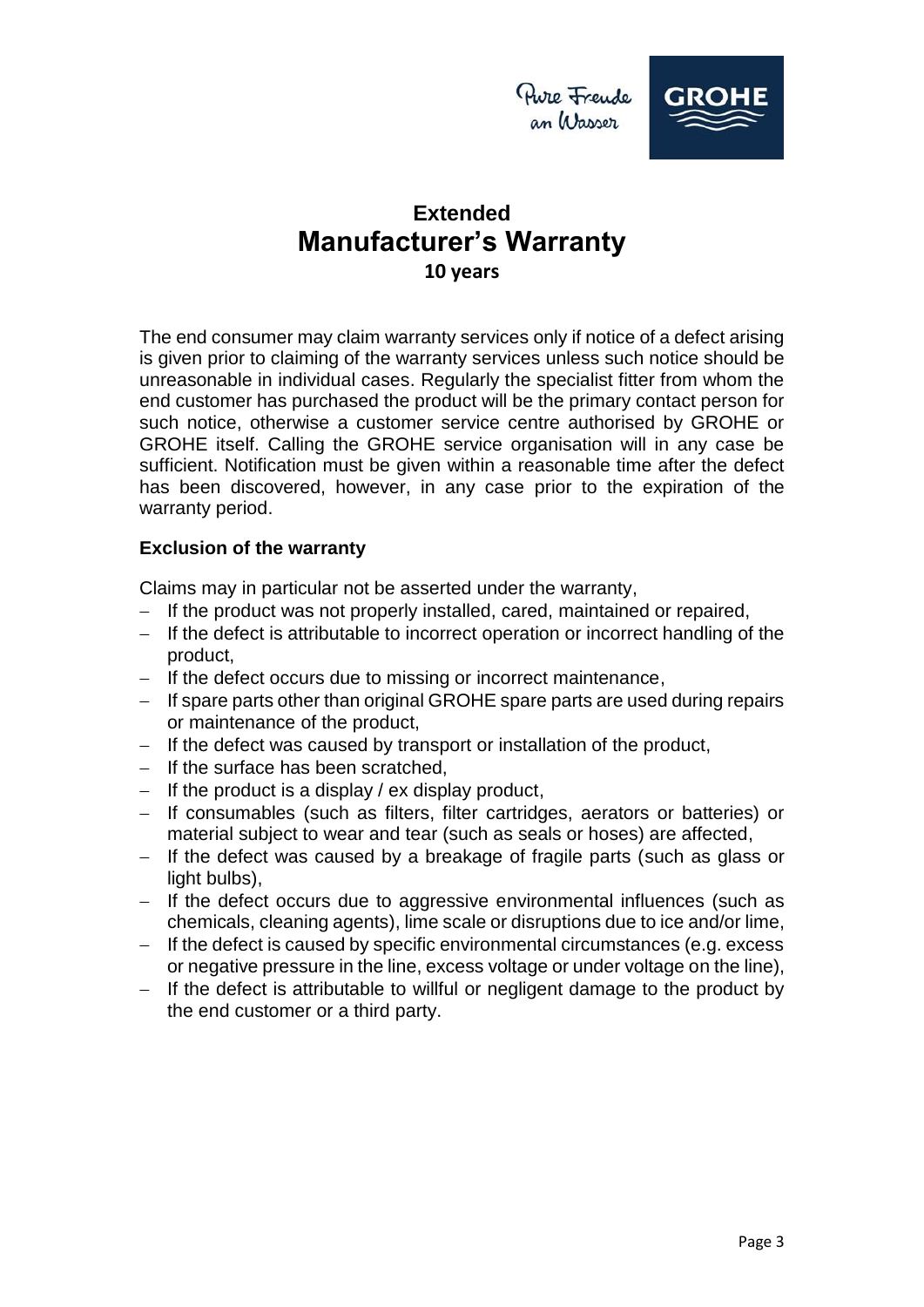# Extended
# Manufacturer's Warranty
### 10 years

The end consumer may claim warranty services only if notice of a defect arising is given prior to claiming of the warranty services unless such notice should be unreasonable in individual cases. Regularly the specialist fitter from whom the end customer has purchased the product will be the primary contact person for such notice, otherwise a customer service centre authorised by GROHE or GROHE itself. Calling the GROHE service organisation will in any case be sufficient. Notification must be given within a reasonable time after the defect has been discovered, however, in any case prior to the expiration of the warranty period.

**Exclusion of the warranty**

Claims may in particular not be asserted under the warranty,

- If the product was not properly installed, cared, maintained or repaired,
- If the defect is attributable to incorrect operation or incorrect handling of the product,
- If the defect occurs due to missing or incorrect maintenance,
- If spare parts other than original GROHE spare parts are used during repairs or maintenance of the product,
- If the defect was caused by transport or installation of the product,
- If the surface has been scratched,
- If the product is a display / ex display product,
- If consumables (such as filters, filter cartridges, aerators or batteries) or material subject to wear and tear (such as seals or hoses) are affected,
- If the defect was caused by a breakage of fragile parts (such as glass or light bulbs),
- If the defect occurs due to aggressive environmental influences (such as chemicals, cleaning agents), lime scale or disruptions due to ice and/or lime,
- If the defect is caused by specific environmental circumstances (e.g. excess or negative pressure in the line, excess voltage or under voltage on the line),
- If the defect is attributable to willful or negligent damage to the product by the end customer or a third party.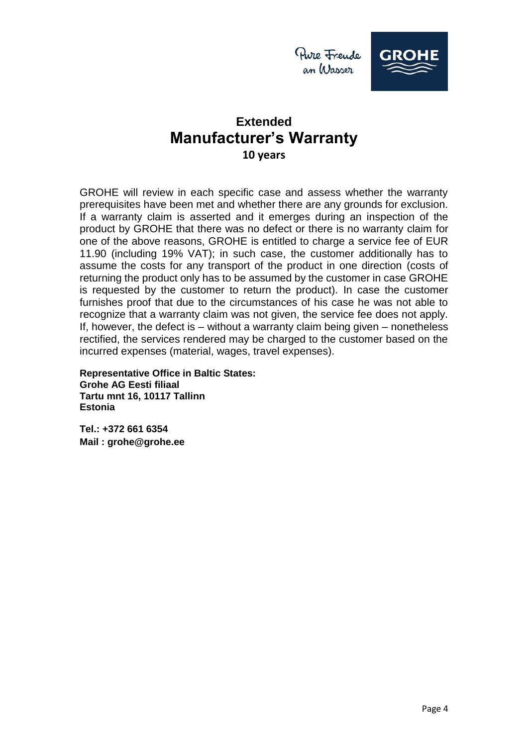# Extended
# Manufacturer's Warranty
### 10 years

GROHE will review in each specific case and assess whether the warranty prerequisites have been met and whether there are any grounds for exclusion. If a warranty claim is asserted and it emerges during an inspection of the product by GROHE that there was no defect or there is no warranty claim for one of the above reasons, GROHE is entitled to charge a service fee of EUR 11.90 (including 19% VAT); in such case, the customer additionally has to assume the costs for any transport of the product in one direction (costs of returning the product only has to be assumed by the customer in case GROHE is requested by the customer to return the product). In case the customer furnishes proof that due to the circumstances of his case he was not able to recognize that a warranty claim was not given, the service fee does not apply. If, however, the defect is – without a warranty claim being given – nonetheless rectified, the services rendered may be charged to the customer based on the incurred expenses (material, wages, travel expenses).

**Representative Office in Baltic States:**
**Grohe AG Eesti filiaal**
**Tartu mnt 16, 10117 Tallinn**
**Estonia**

**Tel.: +372 661 6354**
**Mail : grohe@grohe.ee**